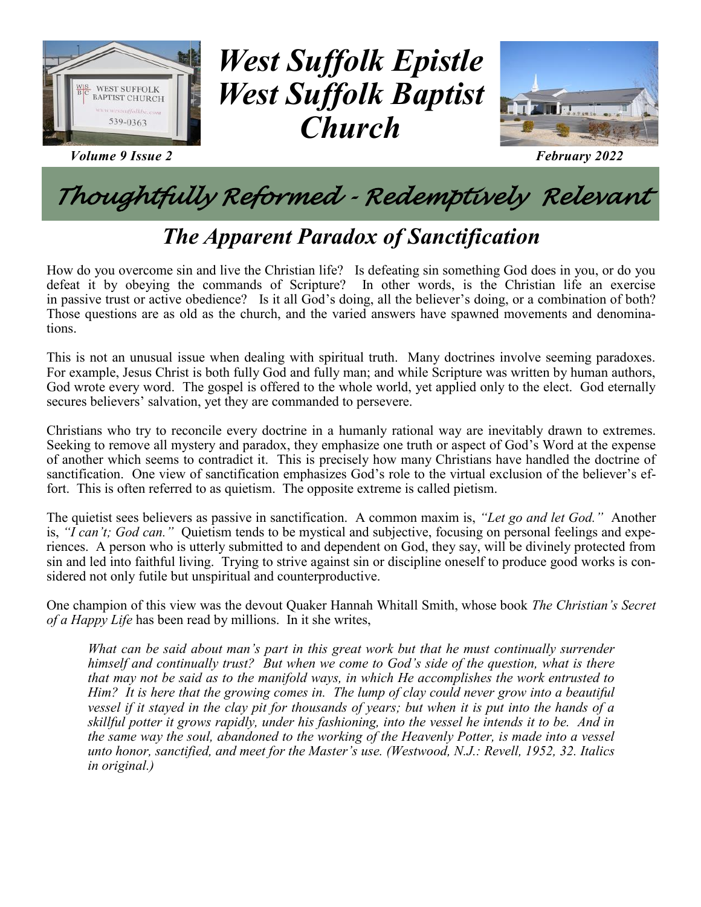# West Suffolk Epistle West Suffolk Baptist Church

*Volume 9 Issue 2* *February 2022*

## *Thoughtfully Reformed - Redemptively Relevant*

## *The Apparent Paradox of Sanctification*

How do you overcome sin and live the Christian life? Is defeating sin something God does in you, or do you defeat it by obeying the commands of Scripture? In other words, is the Christian life an exercise in passive trust or active obedience? Is it all God's doing, all the believer's doing, or a combination of both? Those questions are as old as the church, and the varied answers have spawned movements and denominations.

This is not an unusual issue when dealing with spiritual truth. Many doctrines involve seeming paradoxes. For example, Jesus Christ is both fully God and fully man; and while Scripture was written by human authors, God wrote every word. The gospel is offered to the whole world, yet applied only to the elect. God eternally secures believers' salvation, yet they are commanded to persevere.

Christians who try to reconcile every doctrine in a humanly rational way are inevitably drawn to extremes. Seeking to remove all mystery and paradox, they emphasize one truth or aspect of God's Word at the expense of another which seems to contradict it. This is precisely how many Christians have handled the doctrine of sanctification. One view of sanctification emphasizes God's role to the virtual exclusion of the believer's effort. This is often referred to as quietism. The opposite extreme is called pietism.

The quietist sees believers as passive in sanctification. A common maxim is, *"Let go and let God."* Another is, *"I can't; God can."* Quietism tends to be mystical and subjective, focusing on personal feelings and experiences. A person who is utterly submitted to and dependent on God, they say, will be divinely protected from sin and led into faithful living. Trying to strive against sin or discipline oneself to produce good works is considered not only futile but unspiritual and counterproductive.

One champion of this view was the devout Quaker Hannah Whitall Smith, whose book *The Christian's Secret of a Happy Life* has been read by millions. In it she writes,

> *What can be said about man's part in this great work but that he must continually surrender himself and continually trust? But when we come to God's side of the question, what is there that may not be said as to the manifold ways, in which He accomplishes the work entrusted to Him? It is here that the growing comes in. The lump of clay could never grow into a beautiful vessel if it stayed in the clay pit for thousands of years; but when it is put into the hands of a skillful potter it grows rapidly, under his fashioning, into the vessel he intends it to be. And in the same way the soul, abandoned to the working of the Heavenly Potter, is made into a vessel unto honor, sanctified, and meet for the Master's use. (Westwood, N.J.: Revell, 1952, 32. Italics in original.)*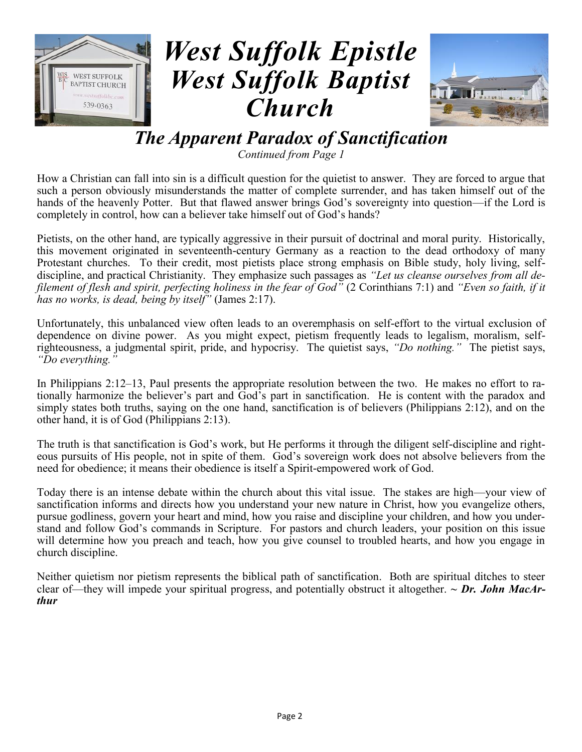# West Suffolk Epistle West Suffolk Baptist Church

## *The Apparent Paradox of Sanctification*

*Continued from Page 1*

How a Christian can fall into sin is a difficult question for the quietist to answer. They are forced to argue that such a person obviously misunderstands the matter of complete surrender, and has taken himself out of the hands of the heavenly Potter. But that flawed answer brings God's sovereignty into question—if the Lord is completely in control, how can a believer take himself out of God's hands?

Pietists, on the other hand, are typically aggressive in their pursuit of doctrinal and moral purity. Historically, this movement originated in seventeenth-century Germany as a reaction to the dead orthodoxy of many Protestant churches. To their credit, most pietists place strong emphasis on Bible study, holy living, self-discipline, and practical Christianity. They emphasize such passages as *"Let us cleanse ourselves from all defilement of flesh and spirit, perfecting holiness in the fear of God"* (2 Corinthians 7:1) and *"Even so faith, if it has no works, is dead, being by itself"* (James 2:17).

Unfortunately, this unbalanced view often leads to an overemphasis on self-effort to the virtual exclusion of dependence on divine power. As you might expect, pietism frequently leads to legalism, moralism, self-righteousness, a judgmental spirit, pride, and hypocrisy. The quietist says, *"Do nothing."* The pietist says, *"Do everything."*

In Philippians 2:12–13, Paul presents the appropriate resolution between the two. He makes no effort to rationally harmonize the believer's part and God's part in sanctification. He is content with the paradox and simply states both truths, saying on the one hand, sanctification is of believers (Philippians 2:12), and on the other hand, it is of God (Philippians 2:13).

The truth is that sanctification is God's work, but He performs it through the diligent self-discipline and righteous pursuits of His people, not in spite of them. God's sovereign work does not absolve believers from the need for obedience; it means their obedience is itself a Spirit-empowered work of God.

Today there is an intense debate within the church about this vital issue. The stakes are high—your view of sanctification informs and directs how you understand your new nature in Christ, how you evangelize others, pursue godliness, govern your heart and mind, how you raise and discipline your children, and how you understand and follow God's commands in Scripture. For pastors and church leaders, your position on this issue will determine how you preach and teach, how you give counsel to troubled hearts, and how you engage in church discipline.

Neither quietism nor pietism represents the biblical path of sanctification. Both are spiritual ditches to steer clear of—they will impede your spiritual progress, and potentially obstruct it altogether. ~ ***Dr. John MacArthur***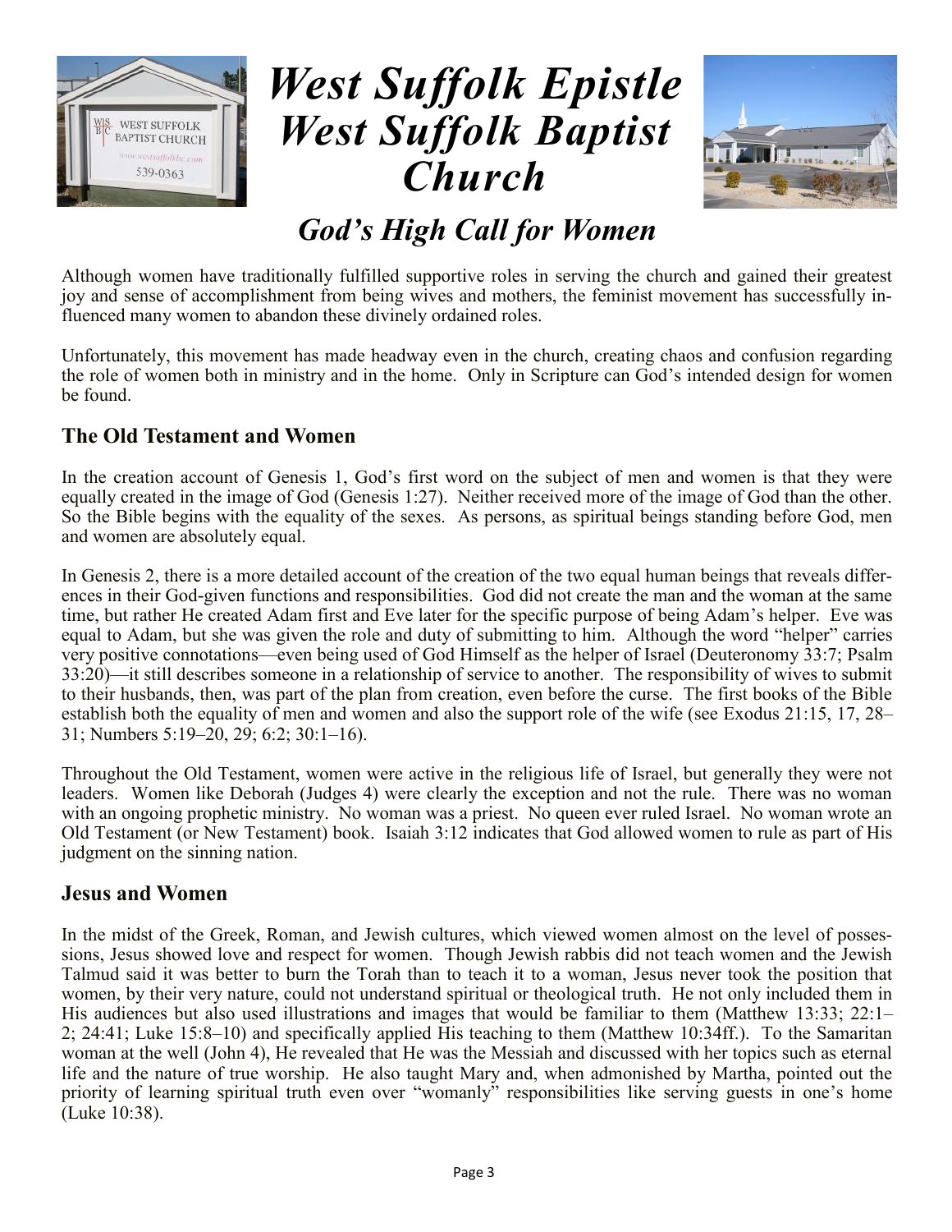# West Suffolk Epistle West Suffolk Baptist Church

## God's High Call for Women

Although women have traditionally fulfilled supportive roles in serving the church and gained their greatest joy and sense of accomplishment from being wives and mothers, the feminist movement has successfully influenced many women to abandon these divinely ordained roles.

Unfortunately, this movement has made headway even in the church, creating chaos and confusion regarding the role of women both in ministry and in the home. Only in Scripture can God's intended design for women be found.

### The Old Testament and Women

In the creation account of Genesis 1, God's first word on the subject of men and women is that they were equally created in the image of God (Genesis 1:27). Neither received more of the image of God than the other. So the Bible begins with the equality of the sexes. As persons, as spiritual beings standing before God, men and women are absolutely equal.

In Genesis 2, there is a more detailed account of the creation of the two equal human beings that reveals differences in their God-given functions and responsibilities. God did not create the man and the woman at the same time, but rather He created Adam first and Eve later for the specific purpose of being Adam's helper. Eve was equal to Adam, but she was given the role and duty of submitting to him. Although the word "helper" carries very positive connotations—even being used of God Himself as the helper of Israel (Deuteronomy 33:7; Psalm 33:20)—it still describes someone in a relationship of service to another. The responsibility of wives to submit to their husbands, then, was part of the plan from creation, even before the curse. The first books of the Bible establish both the equality of men and women and also the support role of the wife (see Exodus 21:15, 17, 28–31; Numbers 5:19–20, 29; 6:2; 30:1–16).

Throughout the Old Testament, women were active in the religious life of Israel, but generally they were not leaders. Women like Deborah (Judges 4) were clearly the exception and not the rule. There was no woman with an ongoing prophetic ministry. No woman was a priest. No queen ever ruled Israel. No woman wrote an Old Testament (or New Testament) book. Isaiah 3:12 indicates that God allowed women to rule as part of His judgment on the sinning nation.

### Jesus and Women

In the midst of the Greek, Roman, and Jewish cultures, which viewed women almost on the level of possessions, Jesus showed love and respect for women. Though Jewish rabbis did not teach women and the Jewish Talmud said it was better to burn the Torah than to teach it to a woman, Jesus never took the position that women, by their very nature, could not understand spiritual or theological truth. He not only included them in His audiences but also used illustrations and images that would be familiar to them (Matthew 13:33; 22:1–2; 24:41; Luke 15:8–10) and specifically applied His teaching to them (Matthew 10:34ff.). To the Samaritan woman at the well (John 4), He revealed that He was the Messiah and discussed with her topics such as eternal life and the nature of true worship. He also taught Mary and, when admonished by Martha, pointed out the priority of learning spiritual truth even over "womanly" responsibilities like serving guests in one's home (Luke 10:38).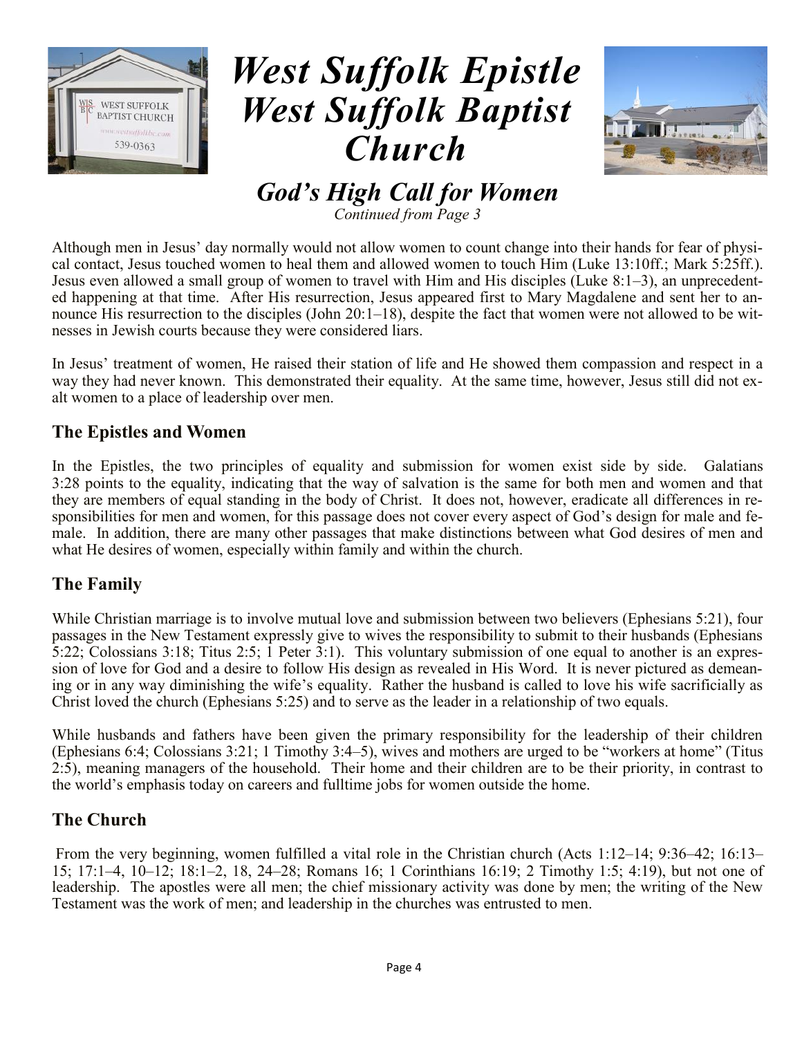# West Suffolk Epistle
# West Suffolk Baptist Church

## *God's High Call for Women*

*Continued from Page 3*

Although men in Jesus' day normally would not allow women to count change into their hands for fear of physical contact, Jesus touched women to heal them and allowed women to touch Him (Luke 13:10ff.; Mark 5:25ff.). Jesus even allowed a small group of women to travel with Him and His disciples (Luke 8:1–3), an unprecedented happening at that time. After His resurrection, Jesus appeared first to Mary Magdalene and sent her to announce His resurrection to the disciples (John 20:1–18), despite the fact that women were not allowed to be witnesses in Jewish courts because they were considered liars.

In Jesus' treatment of women, He raised their station of life and He showed them compassion and respect in a way they had never known. This demonstrated their equality. At the same time, however, Jesus still did not exalt women to a place of leadership over men.

### The Epistles and Women

In the Epistles, the two principles of equality and submission for women exist side by side. Galatians 3:28 points to the equality, indicating that the way of salvation is the same for both men and women and that they are members of equal standing in the body of Christ. It does not, however, eradicate all differences in responsibilities for men and women, for this passage does not cover every aspect of God's design for male and female. In addition, there are many other passages that make distinctions between what God desires of men and what He desires of women, especially within family and within the church.

### The Family

While Christian marriage is to involve mutual love and submission between two believers (Ephesians 5:21), four passages in the New Testament expressly give to wives the responsibility to submit to their husbands (Ephesians 5:22; Colossians 3:18; Titus 2:5; 1 Peter 3:1). This voluntary submission of one equal to another is an expression of love for God and a desire to follow His design as revealed in His Word. It is never pictured as demeaning or in any way diminishing the wife's equality. Rather the husband is called to love his wife sacrificially as Christ loved the church (Ephesians 5:25) and to serve as the leader in a relationship of two equals.

While husbands and fathers have been given the primary responsibility for the leadership of their children (Ephesians 6:4; Colossians 3:21; 1 Timothy 3:4–5), wives and mothers are urged to be "workers at home" (Titus 2:5), meaning managers of the household. Their home and their children are to be their priority, in contrast to the world's emphasis today on careers and fulltime jobs for women outside the home.

### The Church

From the very beginning, women fulfilled a vital role in the Christian church (Acts 1:12–14; 9:36–42; 16:13–15; 17:1–4, 10–12; 18:1–2, 18, 24–28; Romans 16; 1 Corinthians 16:19; 2 Timothy 1:5; 4:19), but not one of leadership. The apostles were all men; the chief missionary activity was done by men; the writing of the New Testament was the work of men; and leadership in the churches was entrusted to men.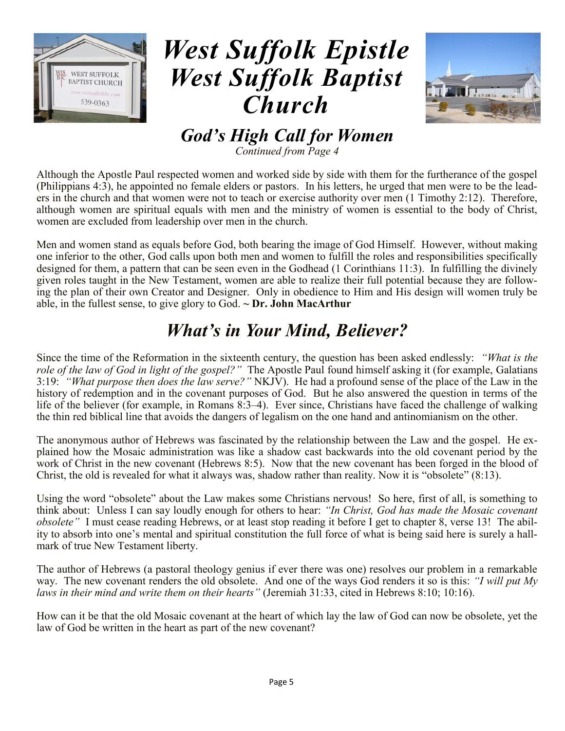# West Suffolk Epistle West Suffolk Baptist Church

## *God's High Call for Women*

*Continued from Page 4*

Although the Apostle Paul respected women and worked side by side with them for the furtherance of the gospel (Philippians 4:3), he appointed no female elders or pastors. In his letters, he urged that men were to be the leaders in the church and that women were not to teach or exercise authority over men (1 Timothy 2:12). Therefore, although women are spiritual equals with men and the ministry of women is essential to the body of Christ, women are excluded from leadership over men in the church.

Men and women stand as equals before God, both bearing the image of God Himself. However, without making one inferior to the other, God calls upon both men and women to fulfill the roles and responsibilities specifically designed for them, a pattern that can be seen even in the Godhead (1 Corinthians 11:3). In fulfilling the divinely given roles taught in the New Testament, women are able to realize their full potential because they are following the plan of their own Creator and Designer. Only in obedience to Him and His design will women truly be able, in the fullest sense, to give glory to God. ~ **Dr. John MacArthur**

## *What's in Your Mind, Believer?*

Since the time of the Reformation in the sixteenth century, the question has been asked endlessly: *"What is the role of the law of God in light of the gospel?"* The Apostle Paul found himself asking it (for example, Galatians 3:19: *"What purpose then does the law serve?"* NKJV). He had a profound sense of the place of the Law in the history of redemption and in the covenant purposes of God. But he also answered the question in terms of the life of the believer (for example, in Romans 8:3–4). Ever since, Christians have faced the challenge of walking the thin red biblical line that avoids the dangers of legalism on the one hand and antinomianism on the other.

The anonymous author of Hebrews was fascinated by the relationship between the Law and the gospel. He explained how the Mosaic administration was like a shadow cast backwards into the old covenant period by the work of Christ in the new covenant (Hebrews 8:5). Now that the new covenant has been forged in the blood of Christ, the old is revealed for what it always was, shadow rather than reality. Now it is "obsolete" (8:13).

Using the word "obsolete" about the Law makes some Christians nervous! So here, first of all, is something to think about: Unless I can say loudly enough for others to hear: *"In Christ, God has made the Mosaic covenant obsolete"* I must cease reading Hebrews, or at least stop reading it before I get to chapter 8, verse 13! The ability to absorb into one's mental and spiritual constitution the full force of what is being said here is surely a hallmark of true New Testament liberty.

The author of Hebrews (a pastoral theology genius if ever there was one) resolves our problem in a remarkable way. The new covenant renders the old obsolete. And one of the ways God renders it so is this: *"I will put My laws in their mind and write them on their hearts"* (Jeremiah 31:33, cited in Hebrews 8:10; 10:16).

How can it be that the old Mosaic covenant at the heart of which lay the law of God can now be obsolete, yet the law of God be written in the heart as part of the new covenant?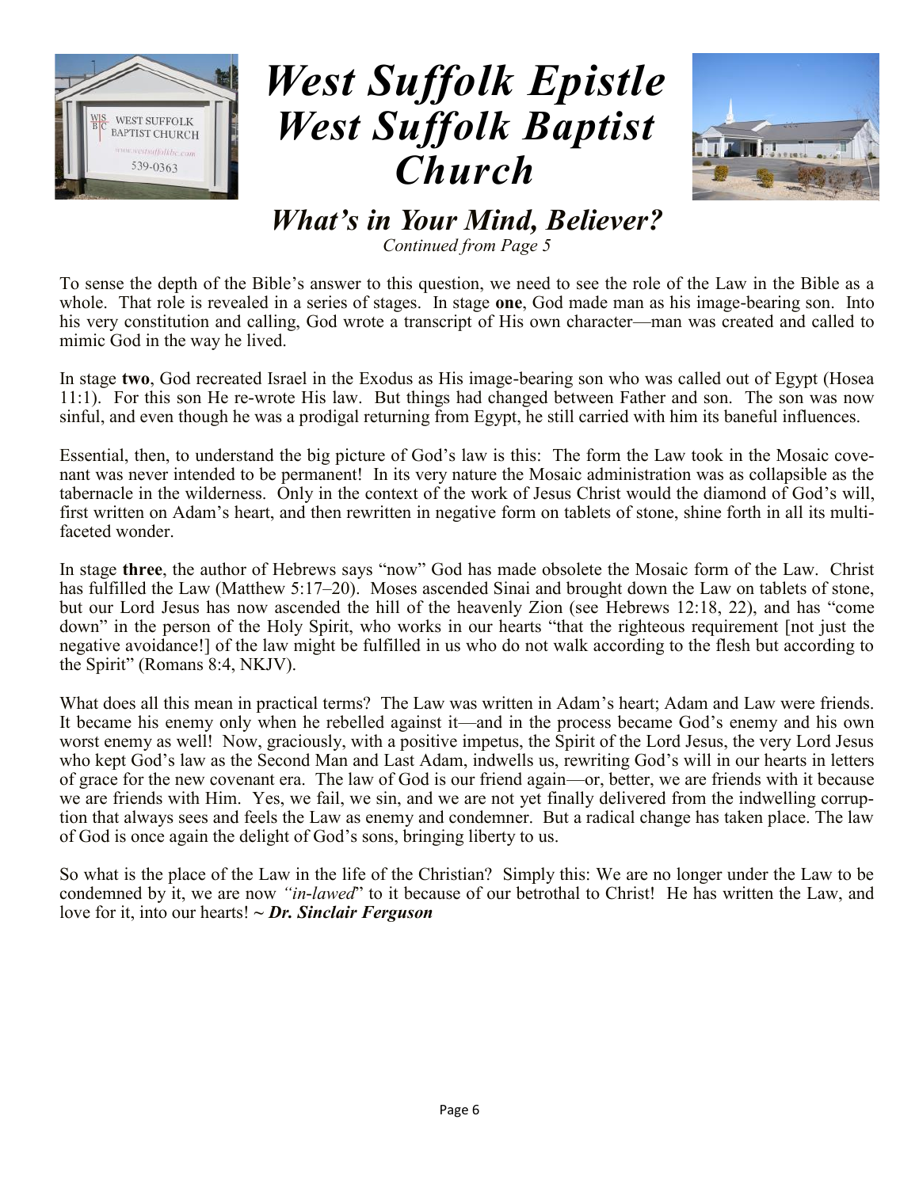# West Suffolk Epistle
# West Suffolk Baptist Church

## *What's in Your Mind, Believer?*

*Continued from Page 5*

To sense the depth of the Bible's answer to this question, we need to see the role of the Law in the Bible as a whole. That role is revealed in a series of stages. In stage **one**, God made man as his image-bearing son. Into his very constitution and calling, God wrote a transcript of His own character—man was created and called to mimic God in the way he lived.

In stage **two**, God recreated Israel in the Exodus as His image-bearing son who was called out of Egypt (Hosea 11:1). For this son He re-wrote His law. But things had changed between Father and son. The son was now sinful, and even though he was a prodigal returning from Egypt, he still carried with him its baneful influences.

Essential, then, to understand the big picture of God's law is this: The form the Law took in the Mosaic covenant was never intended to be permanent! In its very nature the Mosaic administration was as collapsible as the tabernacle in the wilderness. Only in the context of the work of Jesus Christ would the diamond of God's will, first written on Adam's heart, and then rewritten in negative form on tablets of stone, shine forth in all its multi-faceted wonder.

In stage **three**, the author of Hebrews says "now" God has made obsolete the Mosaic form of the Law. Christ has fulfilled the Law (Matthew 5:17–20). Moses ascended Sinai and brought down the Law on tablets of stone, but our Lord Jesus has now ascended the hill of the heavenly Zion (see Hebrews 12:18, 22), and has "come down" in the person of the Holy Spirit, who works in our hearts "that the righteous requirement [not just the negative avoidance!] of the law might be fulfilled in us who do not walk according to the flesh but according to the Spirit" (Romans 8:4, NKJV).

What does all this mean in practical terms? The Law was written in Adam's heart; Adam and Law were friends. It became his enemy only when he rebelled against it—and in the process became God's enemy and his own worst enemy as well! Now, graciously, with a positive impetus, the Spirit of the Lord Jesus, the very Lord Jesus who kept God's law as the Second Man and Last Adam, indwells us, rewriting God's will in our hearts in letters of grace for the new covenant era. The law of God is our friend again—or, better, we are friends with it because we are friends with Him. Yes, we fail, we sin, and we are not yet finally delivered from the indwelling corruption that always sees and feels the Law as enemy and condemner. But a radical change has taken place. The law of God is once again the delight of God's sons, bringing liberty to us.

So what is the place of the Law in the life of the Christian? Simply this: We are no longer under the Law to be condemned by it, we are now *"in-lawed*" to it because of our betrothal to Christ! He has written the Law, and love for it, into our hearts! ~ ***Dr. Sinclair Ferguson***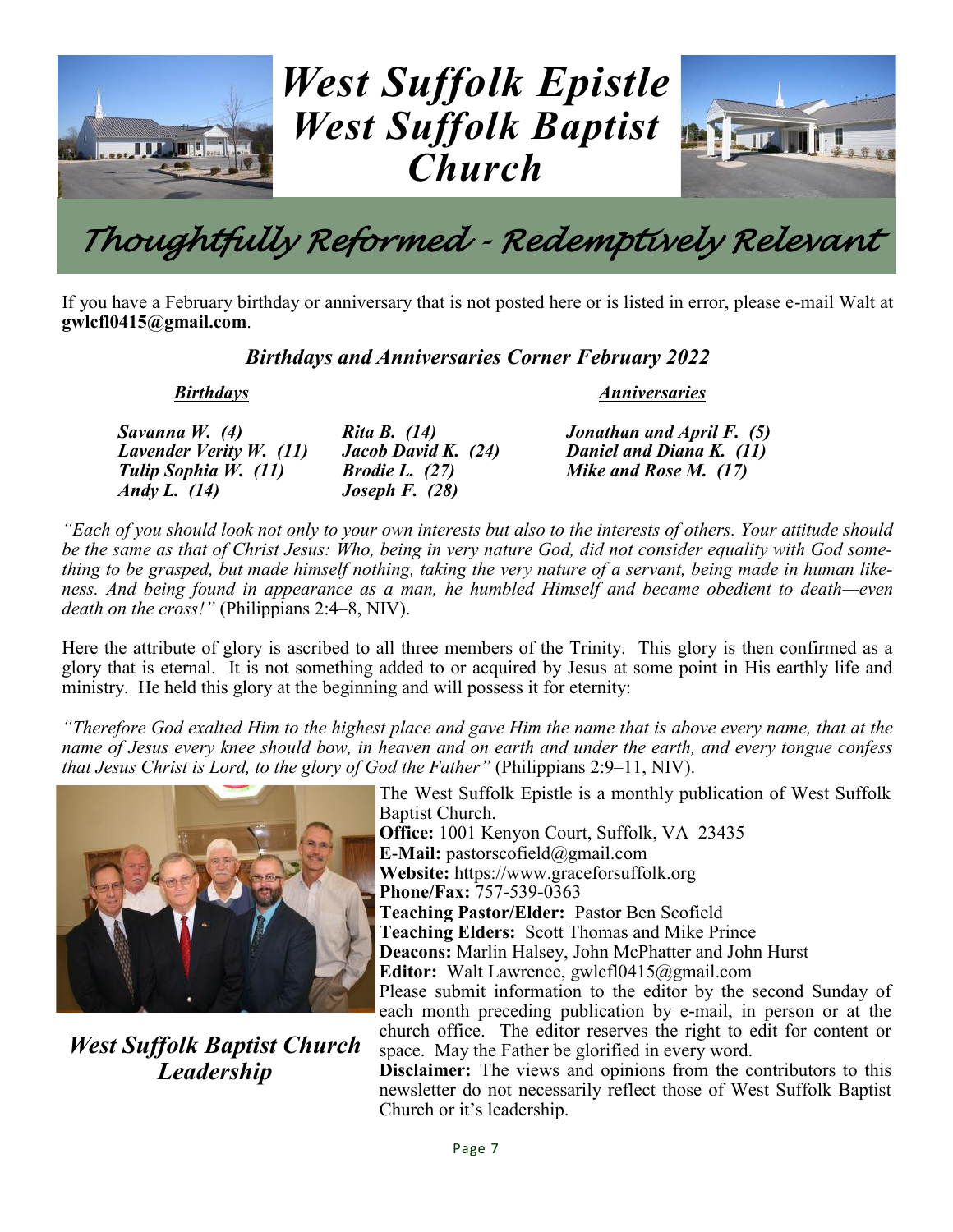# West Suffolk Epistle West Suffolk Baptist Church

## *Thoughtfully Reformed - Redemptively Relevant*

If you have a February birthday or anniversary that is not posted here or is listed in error, please e-mail Walt at **gwlcfl0415@gmail.com**.

### *Birthdays and Anniversaries Corner February 2022*

***Birthdays***

***Savanna W. (4)***
***Lavender Verity W. (11)***
***Tulip Sophia W. (11)***
***Andy L. (14)***
***Rita B. (14)***
***Jacob David K. (24)***
***Brodie L. (27)***
***Joseph F. (28)***

***Anniversaries***

***Jonathan and April F. (5)***
***Daniel and Diana K. (11)***
***Mike and Rose M. (17)***

*"Each of you should look not only to your own interests but also to the interests of others. Your attitude should be the same as that of Christ Jesus: Who, being in very nature God, did not consider equality with God something to be grasped, but made himself nothing, taking the very nature of a servant, being made in human likeness. And being found in appearance as a man, he humbled Himself and became obedient to death—even death on the cross!"* (Philippians 2:4–8, NIV).

Here the attribute of glory is ascribed to all three members of the Trinity. This glory is then confirmed as a glory that is eternal. It is not something added to or acquired by Jesus at some point in His earthly life and ministry. He held this glory at the beginning and will possess it for eternity:

*"Therefore God exalted Him to the highest place and gave Him the name that is above every name, that at the name of Jesus every knee should bow, in heaven and on earth and under the earth, and every tongue confess that Jesus Christ is Lord, to the glory of God the Father"* (Philippians 2:9–11, NIV).

*West Suffolk Baptist Church Leadership*

The West Suffolk Epistle is a monthly publication of West Suffolk Baptist Church.
**Office:** 1001 Kenyon Court, Suffolk, VA 23435
**E-Mail:** pastorscofield@gmail.com
**Website:** https://www.graceforsuffolk.org
**Phone/Fax:** 757-539-0363
**Teaching Pastor/Elder:** Pastor Ben Scofield
**Teaching Elders:** Scott Thomas and Mike Prince
**Deacons:** Marlin Halsey, John McPhatter and John Hurst
**Editor:** Walt Lawrence, gwlcfl0415@gmail.com
Please submit information to the editor by the second Sunday of each month preceding publication by e-mail, in person or at the church office. The editor reserves the right to edit for content or space. May the Father be glorified in every word.
**Disclaimer:** The views and opinions from the contributors to this newsletter do not necessarily reflect those of West Suffolk Baptist Church or it's leadership.